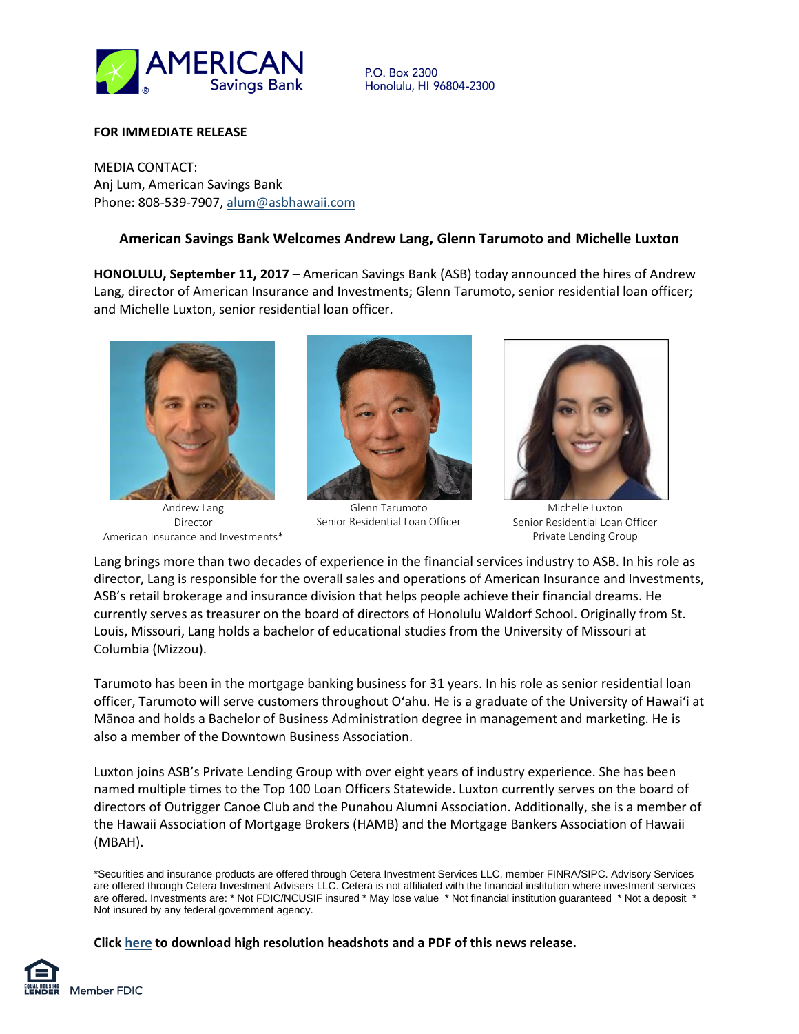AMERICAN Savings Bank

P.O. Box 2300
Honolulu, HI 96804-2300

**FOR IMMEDIATE RELEASE**

MEDIA CONTACT:
Anj Lum, American Savings Bank
Phone: 808-539-7907, alum@asbhawaii.com

## American Savings Bank Welcomes Andrew Lang, Glenn Tarumoto and Michelle Luxton

**HONOLULU, September 11, 2017** – American Savings Bank (ASB) today announced the hires of Andrew Lang, director of American Insurance and Investments; Glenn Tarumoto, senior residential loan officer; and Michelle Luxton, senior residential loan officer.

Andrew Lang
Director
American Insurance and Investments*

Glenn Tarumoto
Senior Residential Loan Officer

Michelle Luxton
Senior Residential Loan Officer
Private Lending Group

Lang brings more than two decades of experience in the financial services industry to ASB. In his role as director, Lang is responsible for the overall sales and operations of American Insurance and Investments, ASB's retail brokerage and insurance division that helps people achieve their financial dreams. He currently serves as treasurer on the board of directors of Honolulu Waldorf School. Originally from St. Louis, Missouri, Lang holds a bachelor of educational studies from the University of Missouri at Columbia (Mizzou).

Tarumoto has been in the mortgage banking business for 31 years. In his role as senior residential loan officer, Tarumoto will serve customers throughout O'ahu. He is a graduate of the University of Hawai'i at Mānoa and holds a Bachelor of Business Administration degree in management and marketing. He is also a member of the Downtown Business Association.

Luxton joins ASB's Private Lending Group with over eight years of industry experience. She has been named multiple times to the Top 100 Loan Officers Statewide. Luxton currently serves on the board of directors of Outrigger Canoe Club and the Punahou Alumni Association. Additionally, she is a member of the Hawaii Association of Mortgage Brokers (HAMB) and the Mortgage Bankers Association of Hawaii (MBAH).

*Securities and insurance products are offered through Cetera Investment Services LLC, member FINRA/SIPC. Advisory Services are offered through Cetera Investment Advisers LLC. Cetera is not affiliated with the financial institution where investment services are offered. Investments are: * Not FDIC/NCUSIF insured * May lose value * Not financial institution guaranteed * Not a deposit * Not insured by any federal government agency.

**Click here to download high resolution headshots and a PDF of this news release.**

EQUAL HOUSING LENDER Member FDIC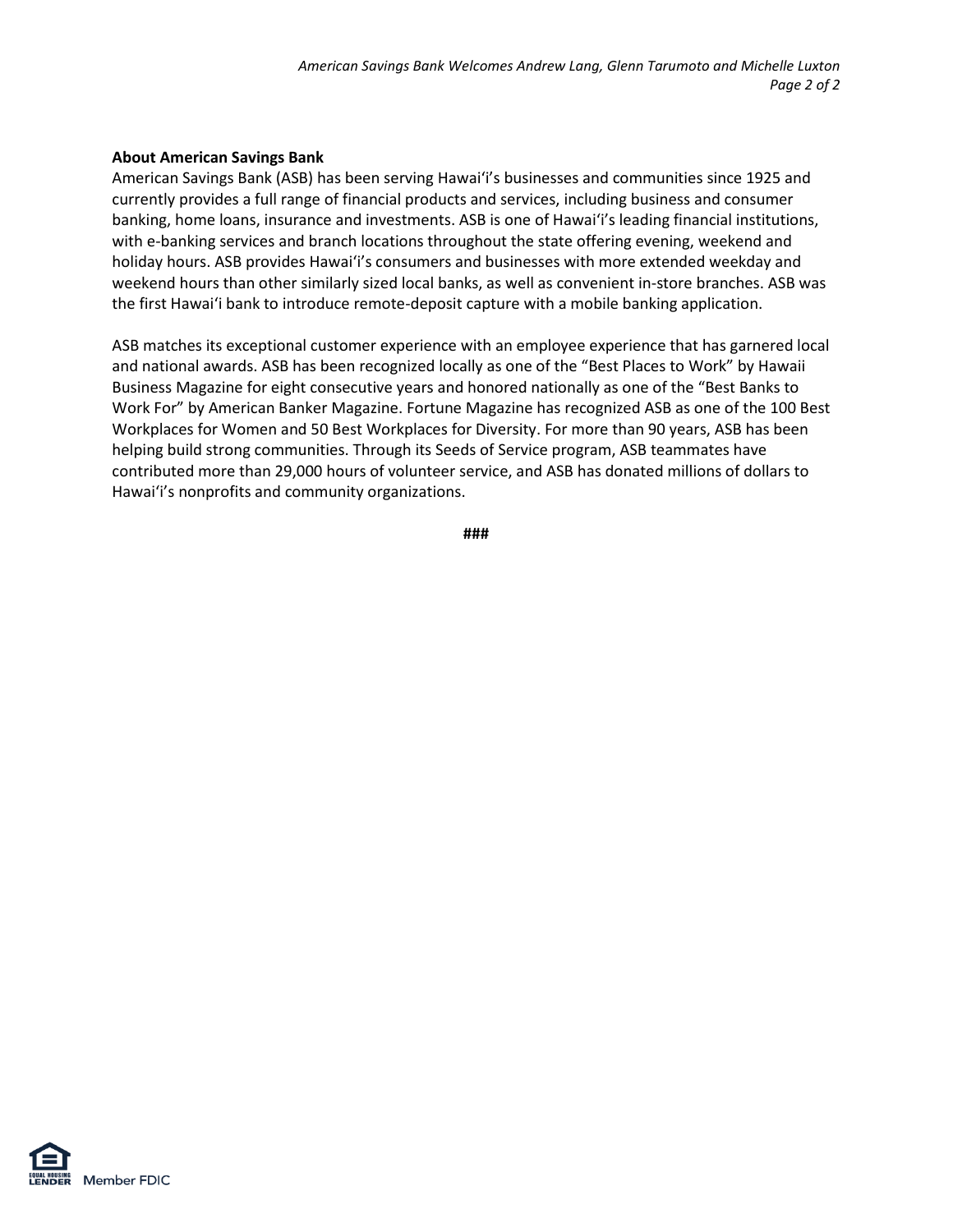**About American Savings Bank**

American Savings Bank (ASB) has been serving Hawaiʻi's businesses and communities since 1925 and currently provides a full range of financial products and services, including business and consumer banking, home loans, insurance and investments. ASB is one of Hawaiʻi's leading financial institutions, with e-banking services and branch locations throughout the state offering evening, weekend and holiday hours. ASB provides Hawaiʻi's consumers and businesses with more extended weekday and weekend hours than other similarly sized local banks, as well as convenient in-store branches. ASB was the first Hawaiʻi bank to introduce remote-deposit capture with a mobile banking application.

ASB matches its exceptional customer experience with an employee experience that has garnered local and national awards. ASB has been recognized locally as one of the "Best Places to Work" by Hawaii Business Magazine for eight consecutive years and honored nationally as one of the "Best Banks to Work For" by American Banker Magazine. Fortune Magazine has recognized ASB as one of the 100 Best Workplaces for Women and 50 Best Workplaces for Diversity. For more than 90 years, ASB has been helping build strong communities. Through its Seeds of Service program, ASB teammates have contributed more than 29,000 hours of volunteer service, and ASB has donated millions of dollars to Hawaiʻi's nonprofits and community organizations.

###

EQUAL HOUSING LENDER Member FDIC